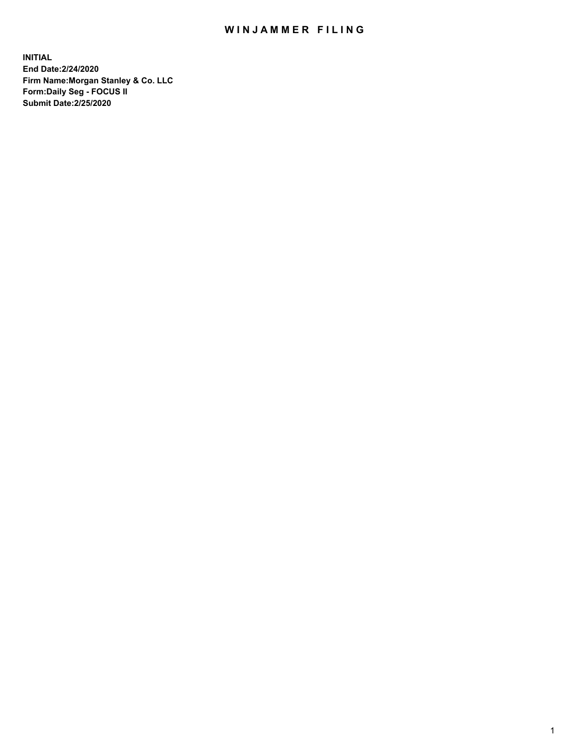# WINJAMMER FILING

**INITIAL**
**End Date:2/24/2020**
**Firm Name:Morgan Stanley & Co. LLC**
**Form:Daily Seg - FOCUS II**
**Submit Date:2/25/2020**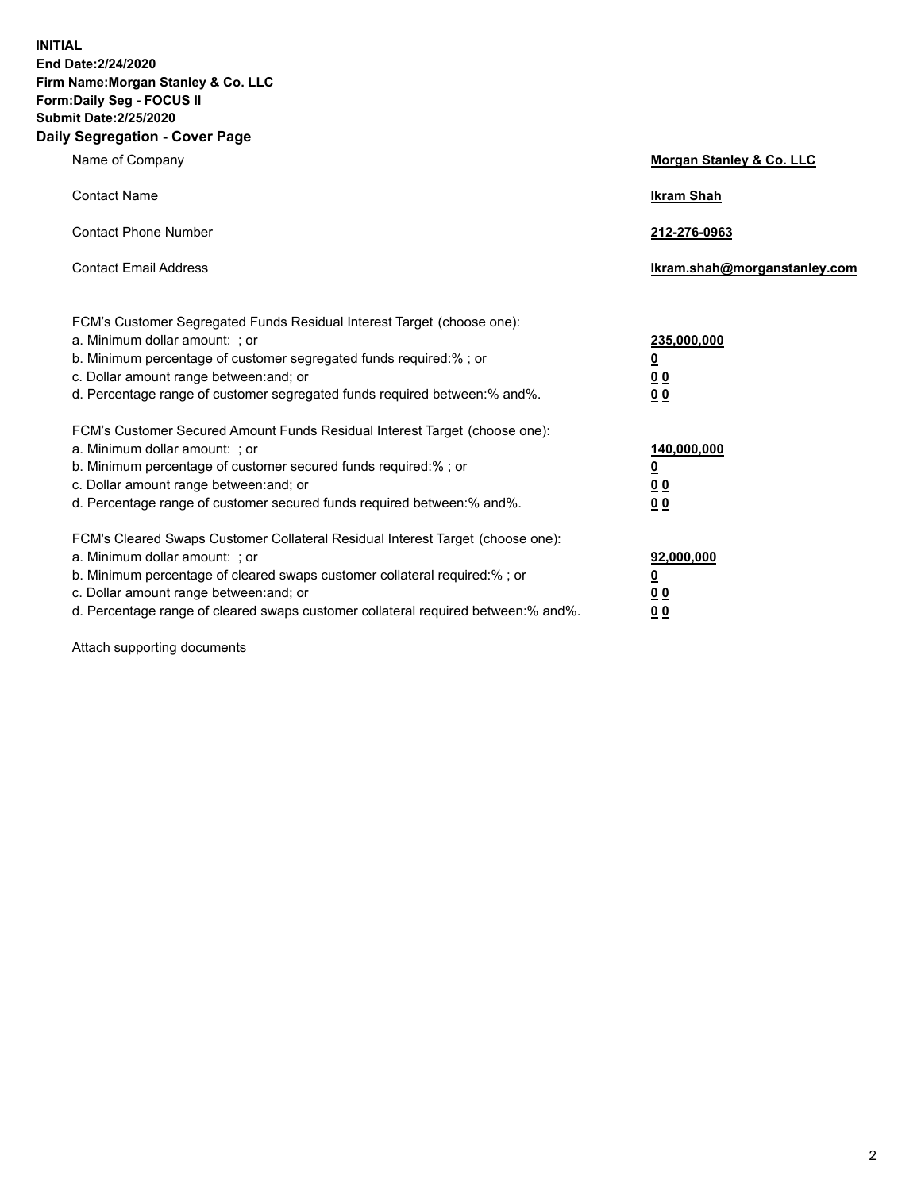**INITIAL**
**End Date:2/24/2020**
**Firm Name:Morgan Stanley & Co. LLC**
**Form:Daily Seg - FOCUS II**
**Submit Date:2/25/2020**

## Daily Segregation - Cover Page

| | |
|---|---|
| Name of Company | **Morgan Stanley & Co. LLC** |
| Contact Name | **Ikram Shah** |
| Contact Phone Number | **212-276-0963** |
| Contact Email Address | **Ikram.shah@morganstanley.com** |

FCM's Customer Segregated Funds Residual Interest Target (choose one):

| | |
|---|---|
| a. Minimum dollar amount: ; or | **235,000,000** |
| b. Minimum percentage of customer segregated funds required:% ; or | **0** |
| c. Dollar amount range between:and; or | **0 0** |
| d. Percentage range of customer segregated funds required between:% and%. | **0 0** |

FCM's Customer Secured Amount Funds Residual Interest Target (choose one):

| | |
|---|---|
| a. Minimum dollar amount: ; or | **140,000,000** |
| b. Minimum percentage of customer secured funds required:% ; or | **0** |
| c. Dollar amount range between:and; or | **0 0** |
| d. Percentage range of customer secured funds required between:% and%. | **0 0** |

FCM's Cleared Swaps Customer Collateral Residual Interest Target (choose one):

| | |
|---|---|
| a. Minimum dollar amount: ; or | **92,000,000** |
| b. Minimum percentage of cleared swaps customer collateral required:% ; or | **0** |
| c. Dollar amount range between:and; or | **0 0** |
| d. Percentage range of cleared swaps customer collateral required between:% and%. | **0 0** |

Attach supporting documents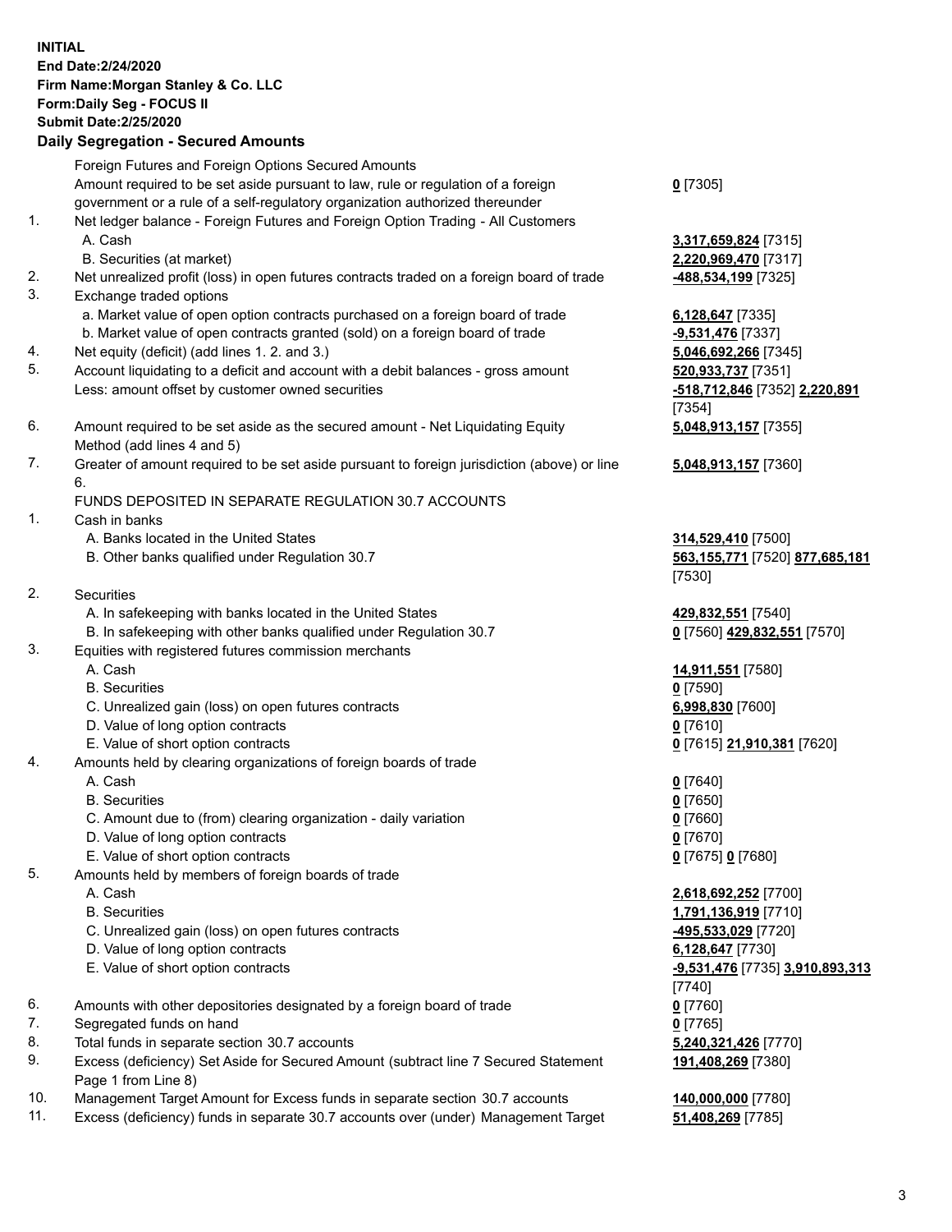**INITIAL**
**End Date:2/24/2020**
**Firm Name:Morgan Stanley & Co. LLC**
**Form:Daily Seg - FOCUS II**
**Submit Date:2/25/2020**

**Daily Segregation - Secured Amounts**

| | | |
|---|---|---|
| | Foreign Futures and Foreign Options Secured Amounts | |
| | Amount required to be set aside pursuant to law, rule or regulation of a foreign government or a rule of a self-regulatory organization authorized thereunder | **0** [7305] |
| 1. | Net ledger balance - Foreign Futures and Foreign Option Trading - All Customers | |
| | A. Cash | **3,317,659,824** [7315] |
| | B. Securities (at market) | **2,220,969,470** [7317] |
| 2. | Net unrealized profit (loss) in open futures contracts traded on a foreign board of trade | **-488,534,199** [7325] |
| 3. | Exchange traded options | |
| | a. Market value of open option contracts purchased on a foreign board of trade | **6,128,647** [7335] |
| | b. Market value of open contracts granted (sold) on a foreign board of trade | **-9,531,476** [7337] |
| 4. | Net equity (deficit) (add lines 1. 2. and 3.) | **5,046,692,266** [7345] |
| 5. | Account liquidating to a deficit and account with a debit balances - gross amount | **520,933,737** [7351] |
| | Less: amount offset by customer owned securities | **-518,712,846** [7352] **2,220,891** [7354] |
| 6. | Amount required to be set aside as the secured amount - Net Liquidating Equity Method (add lines 4 and 5) | **5,048,913,157** [7355] |
| 7. | Greater of amount required to be set aside pursuant to foreign jurisdiction (above) or line 6. | **5,048,913,157** [7360] |
| | FUNDS DEPOSITED IN SEPARATE REGULATION 30.7 ACCOUNTS | |
| 1. | Cash in banks | |
| | A. Banks located in the United States | **314,529,410** [7500] |
| | B. Other banks qualified under Regulation 30.7 | **563,155,771** [7520] **877,685,181** [7530] |
| 2. | Securities | |
| | A. In safekeeping with banks located in the United States | **429,832,551** [7540] |
| | B. In safekeeping with other banks qualified under Regulation 30.7 | **0** [7560] **429,832,551** [7570] |
| 3. | Equities with registered futures commission merchants | |
| | A. Cash | **14,911,551** [7580] |
| | B. Securities | **0** [7590] |
| | C. Unrealized gain (loss) on open futures contracts | **6,998,830** [7600] |
| | D. Value of long option contracts | **0** [7610] |
| | E. Value of short option contracts | **0** [7615] **21,910,381** [7620] |
| 4. | Amounts held by clearing organizations of foreign boards of trade | |
| | A. Cash | **0** [7640] |
| | B. Securities | **0** [7650] |
| | C. Amount due to (from) clearing organization - daily variation | **0** [7660] |
| | D. Value of long option contracts | **0** [7670] |
| | E. Value of short option contracts | **0** [7675] **0** [7680] |
| 5. | Amounts held by members of foreign boards of trade | |
| | A. Cash | **2,618,692,252** [7700] |
| | B. Securities | **1,791,136,919** [7710] |
| | C. Unrealized gain (loss) on open futures contracts | **-495,533,029** [7720] |
| | D. Value of long option contracts | **6,128,647** [7730] |
| | E. Value of short option contracts | **-9,531,476** [7735] **3,910,893,313** [7740] |
| 6. | Amounts with other depositories designated by a foreign board of trade | **0** [7760] |
| 7. | Segregated funds on hand | **0** [7765] |
| 8. | Total funds in separate section 30.7 accounts | **5,240,321,426** [7770] |
| 9. | Excess (deficiency) Set Aside for Secured Amount (subtract line 7 Secured Statement Page 1 from Line 8) | **191,408,269** [7380] |
| 10. | Management Target Amount for Excess funds in separate section 30.7 accounts | **140,000,000** [7780] |
| 11. | Excess (deficiency) funds in separate 30.7 accounts over (under) Management Target | **51,408,269** [7785] |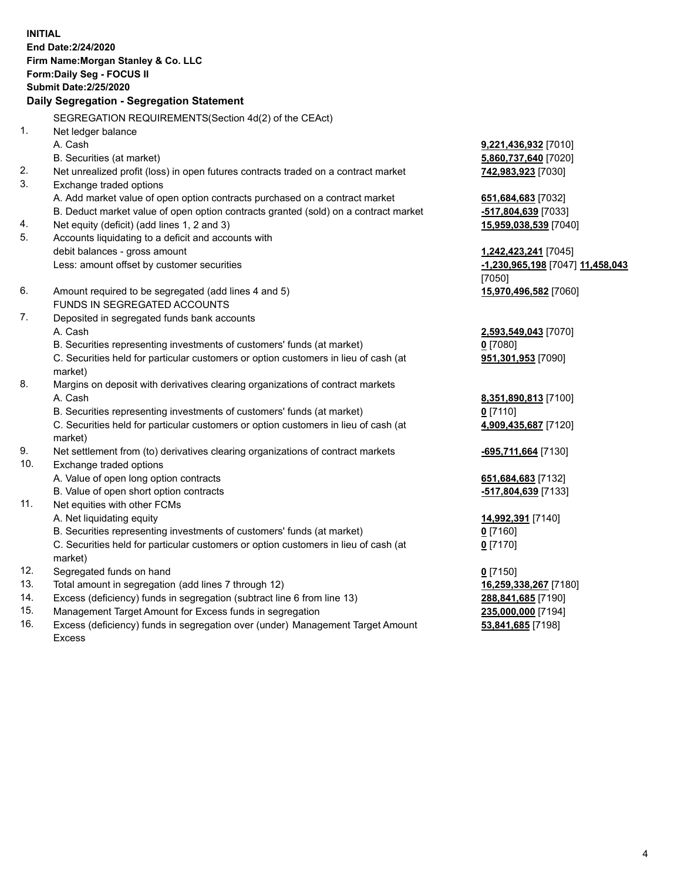**INITIAL**
**End Date:2/24/2020**
**Firm Name:Morgan Stanley & Co. LLC**
**Form:Daily Seg - FOCUS II**
**Submit Date:2/25/2020**

## Daily Segregation - Segregation Statement

SEGREGATION REQUIREMENTS(Section 4d(2) of the CEAct)

| | | |
|---|---|---|
| 1. | Net ledger balance | |
| | A. Cash | **9,221,436,932** [7010] |
| | B. Securities (at market) | **5,860,737,640** [7020] |
| 2. | Net unrealized profit (loss) in open futures contracts traded on a contract market | **742,983,923** [7030] |
| 3. | Exchange traded options | |
| | A. Add market value of open option contracts purchased on a contract market | **651,684,683** [7032] |
| | B. Deduct market value of open option contracts granted (sold) on a contract market | **-517,804,639** [7033] |
| 4. | Net equity (deficit) (add lines 1, 2 and 3) | **15,959,038,539** [7040] |
| 5. | Accounts liquidating to a deficit and accounts with debit balances - gross amount | **1,242,423,241** [7045] |
| | Less: amount offset by customer securities | **-1,230,965,198** [7047] **11,458,043** [7050] |
| 6. | Amount required to be segregated (add lines 4 and 5) | **15,970,496,582** [7060] |
| | FUNDS IN SEGREGATED ACCOUNTS | |
| 7. | Deposited in segregated funds bank accounts | |
| | A. Cash | **2,593,549,043** [7070] |
| | B. Securities representing investments of customers' funds (at market) | **0** [7080] |
| | C. Securities held for particular customers or option customers in lieu of cash (at market) | **951,301,953** [7090] |
| 8. | Margins on deposit with derivatives clearing organizations of contract markets | |
| | A. Cash | **8,351,890,813** [7100] |
| | B. Securities representing investments of customers' funds (at market) | **0** [7110] |
| | C. Securities held for particular customers or option customers in lieu of cash (at market) | **4,909,435,687** [7120] |
| 9. | Net settlement from (to) derivatives clearing organizations of contract markets | **-695,711,664** [7130] |
| 10. | Exchange traded options | |
| | A. Value of open long option contracts | **651,684,683** [7132] |
| | B. Value of open short option contracts | **-517,804,639** [7133] |
| 11. | Net equities with other FCMs | |
| | A. Net liquidating equity | **14,992,391** [7140] |
| | B. Securities representing investments of customers' funds (at market) | **0** [7160] |
| | C. Securities held for particular customers or option customers in lieu of cash (at market) | **0** [7170] |
| 12. | Segregated funds on hand | **0** [7150] |
| 13. | Total amount in segregation (add lines 7 through 12) | **16,259,338,267** [7180] |
| 14. | Excess (deficiency) funds in segregation (subtract line 6 from line 13) | **288,841,685** [7190] |
| 15. | Management Target Amount for Excess funds in segregation | **235,000,000** [7194] |
| 16. | Excess (deficiency) funds in segregation over (under) Management Target Amount Excess | **53,841,685** [7198] |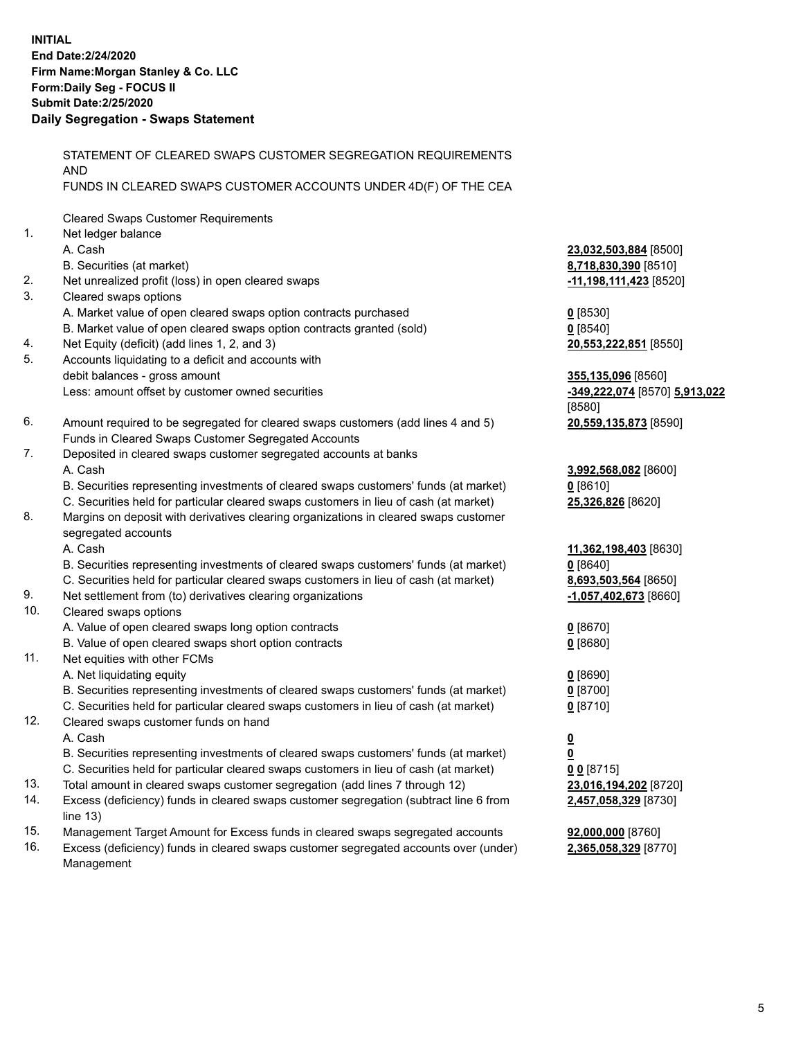**INITIAL**
**End Date:2/24/2020**
**Firm Name:Morgan Stanley & Co. LLC**
**Form:Daily Seg - FOCUS II**
**Submit Date:2/25/2020**
**Daily Segregation - Swaps Statement**

STATEMENT OF CLEARED SWAPS CUSTOMER SEGREGATION REQUIREMENTS AND FUNDS IN CLEARED SWAPS CUSTOMER ACCOUNTS UNDER 4D(F) OF THE CEA

| | | |
|---|---|---|
| | Cleared Swaps Customer Requirements | |
| 1. | Net ledger balance | |
| | A. Cash | **23,032,503,884** [8500] |
| | B. Securities (at market) | **8,718,830,390** [8510] |
| 2. | Net unrealized profit (loss) in open cleared swaps | **-11,198,111,423** [8520] |
| 3. | Cleared swaps options | |
| | A. Market value of open cleared swaps option contracts purchased | **0** [8530] |
| | B. Market value of open cleared swaps option contracts granted (sold) | **0** [8540] |
| 4. | Net Equity (deficit) (add lines 1, 2, and 3) | **20,553,222,851** [8550] |
| 5. | Accounts liquidating to a deficit and accounts with debit balances - gross amount | **355,135,096** [8560] |
| | Less: amount offset by customer owned securities | **-349,222,074** [8570] **5,913,022** [8580] |
| 6. | Amount required to be segregated for cleared swaps customers (add lines 4 and 5) | **20,559,135,873** [8590] |
| | Funds in Cleared Swaps Customer Segregated Accounts | |
| 7. | Deposited in cleared swaps customer segregated accounts at banks | |
| | A. Cash | **3,992,568,082** [8600] |
| | B. Securities representing investments of cleared swaps customers' funds (at market) | **0** [8610] |
| | C. Securities held for particular cleared swaps customers in lieu of cash (at market) | **25,326,826** [8620] |
| 8. | Margins on deposit with derivatives clearing organizations in cleared swaps customer segregated accounts | |
| | A. Cash | **11,362,198,403** [8630] |
| | B. Securities representing investments of cleared swaps customers' funds (at market) | **0** [8640] |
| | C. Securities held for particular cleared swaps customers in lieu of cash (at market) | **8,693,503,564** [8650] |
| 9. | Net settlement from (to) derivatives clearing organizations | **-1,057,402,673** [8660] |
| 10. | Cleared swaps options | |
| | A. Value of open cleared swaps long option contracts | **0** [8670] |
| | B. Value of open cleared swaps short option contracts | **0** [8680] |
| 11. | Net equities with other FCMs | |
| | A. Net liquidating equity | **0** [8690] |
| | B. Securities representing investments of cleared swaps customers' funds (at market) | **0** [8700] |
| | C. Securities held for particular cleared swaps customers in lieu of cash (at market) | **0** [8710] |
| 12. | Cleared swaps customer funds on hand | |
| | A. Cash | **0** |
| | B. Securities representing investments of cleared swaps customers' funds (at market) | **0** |
| | C. Securities held for particular cleared swaps customers in lieu of cash (at market) | **0** **0** [8715] |
| 13. | Total amount in cleared swaps customer segregation (add lines 7 through 12) | **23,016,194,202** [8720] |
| 14. | Excess (deficiency) funds in cleared swaps customer segregation (subtract line 6 from line 13) | **2,457,058,329** [8730] |
| 15. | Management Target Amount for Excess funds in cleared swaps segregated accounts | **92,000,000** [8760] |
| 16. | Excess (deficiency) funds in cleared swaps customer segregated accounts over (under) Management | **2,365,058,329** [8770] |